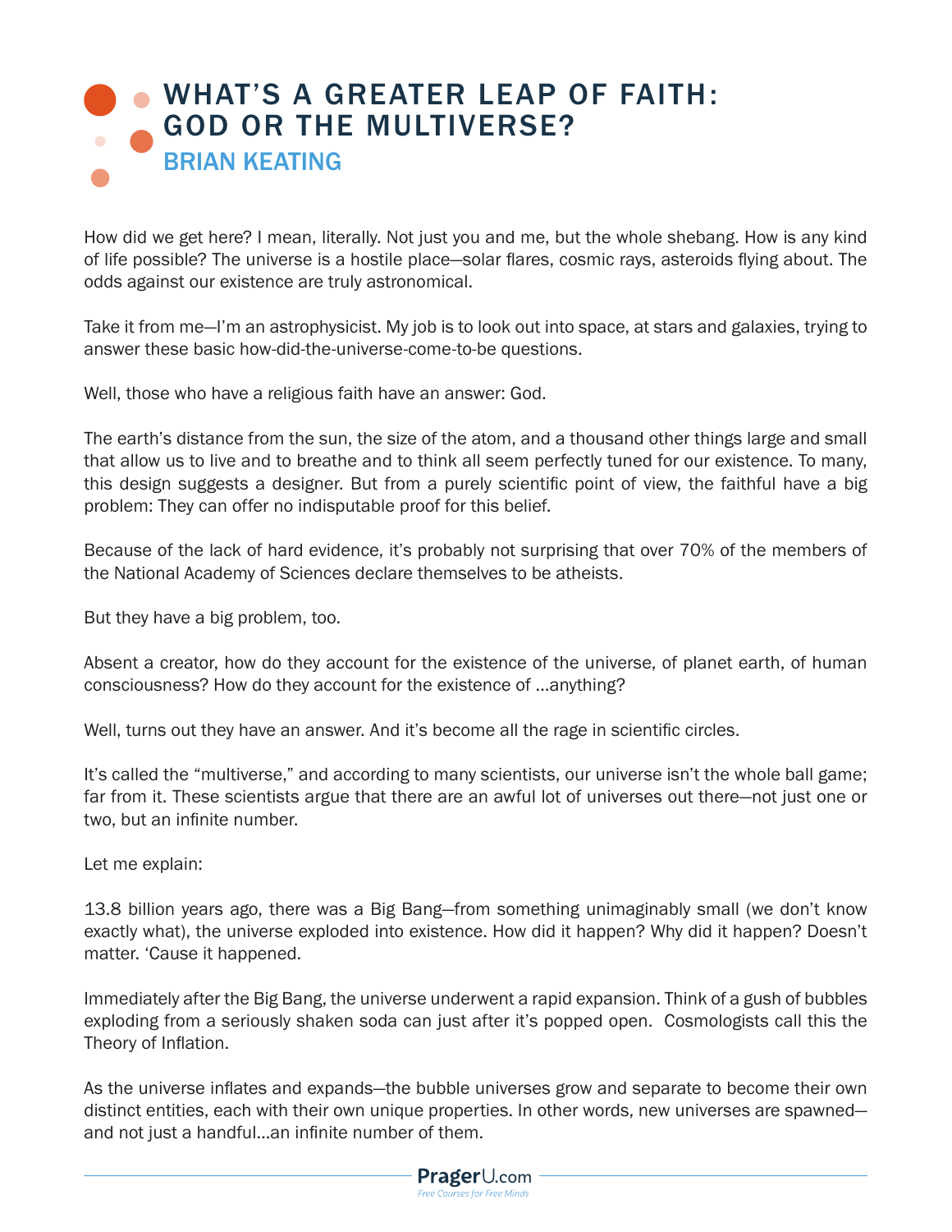# WHAT'S A GREATER LEAP OF FAITH: GOD OR THE MULTIVERSE?

## BRIAN KEATING

How did we get here? I mean, literally. Not just you and me, but the whole shebang. How is any kind of life possible? The universe is a hostile place—solar flares, cosmic rays, asteroids flying about. The odds against our existence are truly astronomical.

Take it from me—I'm an astrophysicist. My job is to look out into space, at stars and galaxies, trying to answer these basic how-did-the-universe-come-to-be questions.

Well, those who have a religious faith have an answer: God.

The earth's distance from the sun, the size of the atom, and a thousand other things large and small that allow us to live and to breathe and to think all seem perfectly tuned for our existence. To many, this design suggests a designer. But from a purely scientific point of view, the faithful have a big problem: They can offer no indisputable proof for this belief.

Because of the lack of hard evidence, it's probably not surprising that over 70% of the members of the National Academy of Sciences declare themselves to be atheists.

But they have a big problem, too.

Absent a creator, how do they account for the existence of the universe, of planet earth, of human consciousness? How do they account for the existence of …anything?

Well, turns out they have an answer. And it's become all the rage in scientific circles.

It's called the "multiverse," and according to many scientists, our universe isn't the whole ball game; far from it. These scientists argue that there are an awful lot of universes out there—not just one or two, but an infinite number.

Let me explain:

13.8 billion years ago, there was a Big Bang—from something unimaginably small (we don't know exactly what), the universe exploded into existence. How did it happen? Why did it happen? Doesn't matter. 'Cause it happened.

Immediately after the Big Bang, the universe underwent a rapid expansion. Think of a gush of bubbles exploding from a seriously shaken soda can just after it's popped open. Cosmologists call this the Theory of Inflation.

As the universe inflates and expands—the bubble universes grow and separate to become their own distinct entities, each with their own unique properties. In other words, new universes are spawned—and not just a handful…an infinite number of them.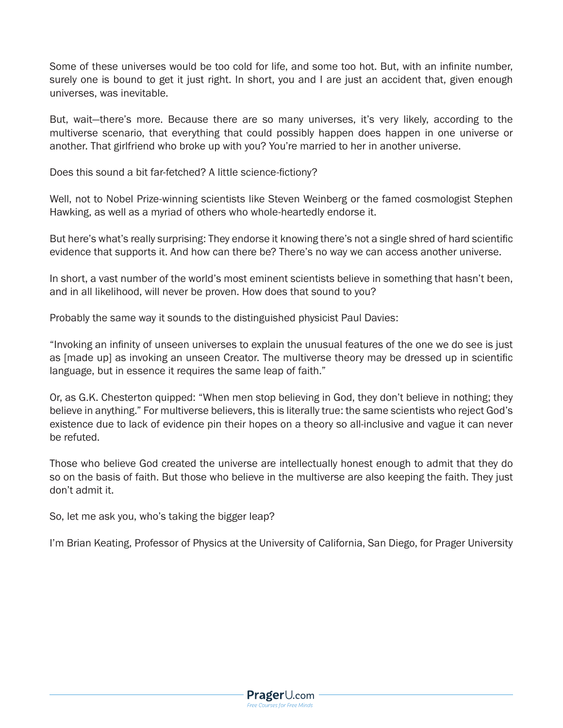Some of these universes would be too cold for life, and some too hot. But, with an infinite number, surely one is bound to get it just right. In short, you and I are just an accident that, given enough universes, was inevitable.

But, wait—there's more. Because there are so many universes, it's very likely, according to the multiverse scenario, that everything that could possibly happen does happen in one universe or another. That girlfriend who broke up with you? You're married to her in another universe.

Does this sound a bit far-fetched? A little science-fictiony?

Well, not to Nobel Prize-winning scientists like Steven Weinberg or the famed cosmologist Stephen Hawking, as well as a myriad of others who whole-heartedly endorse it.

But here's what's really surprising: They endorse it knowing there's not a single shred of hard scientific evidence that supports it. And how can there be? There's no way we can access another universe.

In short, a vast number of the world's most eminent scientists believe in something that hasn't been, and in all likelihood, will never be proven. How does that sound to you?

Probably the same way it sounds to the distinguished physicist Paul Davies:

"Invoking an infinity of unseen universes to explain the unusual features of the one we do see is just as [made up] as invoking an unseen Creator. The multiverse theory may be dressed up in scientific language, but in essence it requires the same leap of faith."

Or, as G.K. Chesterton quipped: "When men stop believing in God, they don't believe in nothing; they believe in anything." For multiverse believers, this is literally true: the same scientists who reject God's existence due to lack of evidence pin their hopes on a theory so all-inclusive and vague it can never be refuted.

Those who believe God created the universe are intellectually honest enough to admit that they do so on the basis of faith. But those who believe in the multiverse are also keeping the faith. They just don't admit it.

So, let me ask you, who's taking the bigger leap?

I'm Brian Keating, Professor of Physics at the University of California, San Diego, for Prager University